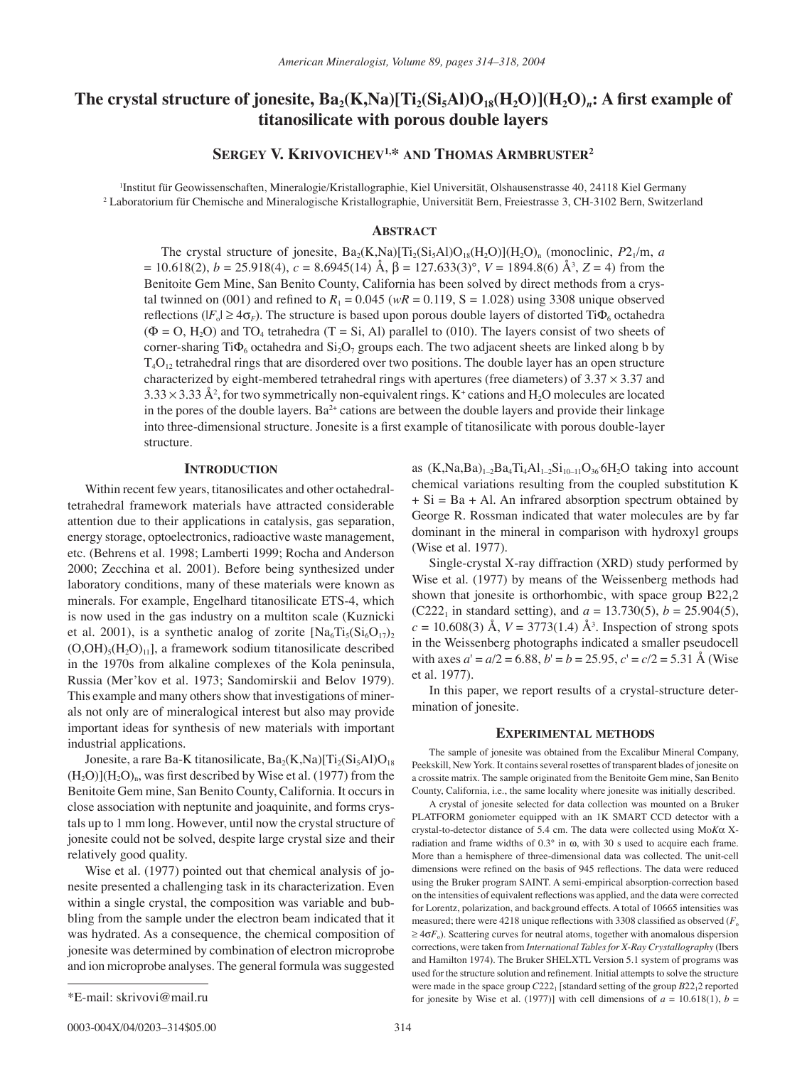# The crystal structure of jonesite, $Ba_2(K,Na)[Ti_2(Si_5Al)O_{18}(H_2O)](H_2O)_n$: A first example of titanosilicate with porous double layers

**Sergey V. Krivovichev[1,*] and Thomas Armbruster[2]**

[1]Institut für Geowissenschaften, Mineralogie/Kristallographie, Kiel Universität, Olshausenstrasse 40, 24118 Kiel Germany
[2] Laboratorium für Chemische and Mineralogische Kristallographie, Universität Bern, Freiestrasse 3, CH-3102 Bern, Switzerland

## Abstract

The crystal structure of jonesite, $Ba_2(K,Na)[Ti_2(Si_5Al)O_{18}(H_2O)](H_2O)_n$ (monoclinic, $P2_1/m$, $a$ = 10.618(2), $b$ = 25.918(4), $c$ = 8.6945(14) Å, $\beta$ = 127.633(3)°, $V$ = 1894.8(6) Å$^3$, $Z$ = 4) from the Benitoite Gem Mine, San Benito County, California has been solved by direct methods from a crystal twinned on (001) and refined to $R_1$ = 0.045 ($wR$ = 0.119, S = 1.028) using 3308 unique observed reflections ($|F_o| \geq 4\sigma_F$). The structure is based upon porous double layers of distorted $Ti\Phi_6$ octahedra ($\Phi$ = O, $H_2O$) and $TO_4$ tetrahedra (T = Si, Al) parallel to (010). The layers consist of two sheets of corner-sharing $Ti\Phi_6$ octahedra and $Si_2O_7$ groups each. The two adjacent sheets are linked along b by $T_4O_{12}$ tetrahedral rings that are disordered over two positions. The double layer has an open structure characterized by eight-membered tetrahedral rings with apertures (free diameters) of 3.37 × 3.37 and 3.33 × 3.33 Å$^2$, for two symmetrically non-equivalent rings. $K^+$ cations and $H_2O$ molecules are located in the pores of the double layers. $Ba^{2+}$ cations are between the double layers and provide their linkage into three-dimensional structure. Jonesite is a first example of titanosilicate with porous double-layer structure.

## Introduction

Within recent few years, titanosilicates and other octahedral-tetrahedral framework materials have attracted considerable attention due to their applications in catalysis, gas separation, energy storage, optoelectronics, radioactive waste management, etc. (Behrens et al. 1998; Lamberti 1999; Rocha and Anderson 2000; Zecchina et al. 2001). Before being synthesized under laboratory conditions, many of these materials were known as minerals. For example, Engelhard titanosilicate ETS-4, which is now used in the gas industry on a multiton scale (Kuznicki et al. 2001), is a synthetic analog of zorite $[Na_6Ti_5(Si_6O_{17})_2(O,OH)_5(H_2O)_{11}]$, a framework sodium titanosilicate described in the 1970s from alkaline complexes of the Kola peninsula, Russia (Mer'kov et al. 1973; Sandomirskii and Belov 1979). This example and many others show that investigations of minerals not only are of mineralogical interest but also may provide important ideas for synthesis of new materials with important industrial applications.

Jonesite, a rare Ba-K titanosilicate, $Ba_2(K,Na)[Ti_2(Si_5Al)O_{18}(H_2O)](H_2O)_n$, was first described by Wise et al. (1977) from the Benitoite Gem mine, San Benito County, California. It occurs in close association with neptunite and joaquinite, and forms crystals up to 1 mm long. However, until now the crystal structure of jonesite could not be solved, despite large crystal size and their relatively good quality.

Wise et al. (1977) pointed out that chemical analysis of jonesite presented a challenging task in its characterization. Even within a single crystal, the composition was variable and bubbling from the sample under the electron beam indicated that it was hydrated. As a consequence, the chemical composition of jonesite was determined by combination of electron microprobe and ion microprobe analyses. The general formula was suggested as $(K,Na,Ba)_{1-2}Ba_4Ti_4Al_{1-2}Si_{10-11}O_{36}{\cdot}6H_2O$ taking into account chemical variations resulting from the coupled substitution K + Si = Ba + Al. An infrared absorption spectrum obtained by George R. Rossman indicated that water molecules are by far dominant in the mineral in comparison with hydroxyl groups (Wise et al. 1977).

Single-crystal X-ray diffraction (XRD) study performed by Wise et al. (1977) by means of the Weissenberg methods had shown that jonesite is orthorhombic, with space group $B22_12$ ($C222_1$ in standard setting), and $a$ = 13.730(5), $b$ = 25.904(5), $c$ = 10.608(3) Å, $V$ = 3773(1.4) Å$^3$. Inspection of strong spots in the Weissenberg photographs indicated a smaller pseudocell with axes $a' = a/2$ = 6.88, $b' = b$ = 25.95, $c' = c/2$ = 5.31 Å (Wise et al. 1977).

In this paper, we report results of a crystal-structure determination of jonesite.

## Experimental methods

The sample of jonesite was obtained from the Excalibur Mineral Company, Peekskill, New York. It contains several rosettes of transparent blades of jonesite on a crossite matrix. The sample originated from the Benitoite Gem mine, San Benito County, California, i.e., the same locality where jonesite was initially described.

A crystal of jonesite selected for data collection was mounted on a Bruker PLATFORM goniometer equipped with an 1K SMART CCD detector with a crystal-to-detector distance of 5.4 cm. The data were collected using Mo$K\alpha$ X-radiation and frame widths of 0.3° in $\omega$, with 30 s used to acquire each frame. More than a hemisphere of three-dimensional data was collected. The unit-cell dimensions were refined on the basis of 945 reflections. The data were reduced using the Bruker program SAINT. A semi-empirical absorption-correction based on the intensities of equivalent reflections was applied, and the data were corrected for Lorentz, polarization, and background effects. A total of 10665 intensities was measured; there were 4218 unique reflections with 3308 classified as observed ($F_o \geq 4\sigma F_o$). Scattering curves for neutral atoms, together with anomalous dispersion corrections, were taken from *International Tables for X-Ray Crystallography* (Ibers and Hamilton 1974). The Bruker SHELXTL Version 5.1 system of programs was used for the structure solution and refinement. Initial attempts to solve the structure were made in the space group $C222_1$ [standard setting of the group $B22_12$ reported for jonesite by Wise et al. (1977)] with cell dimensions of $a$ = 10.618(1), $b$ =

*E-mail: skrivovi@mail.ru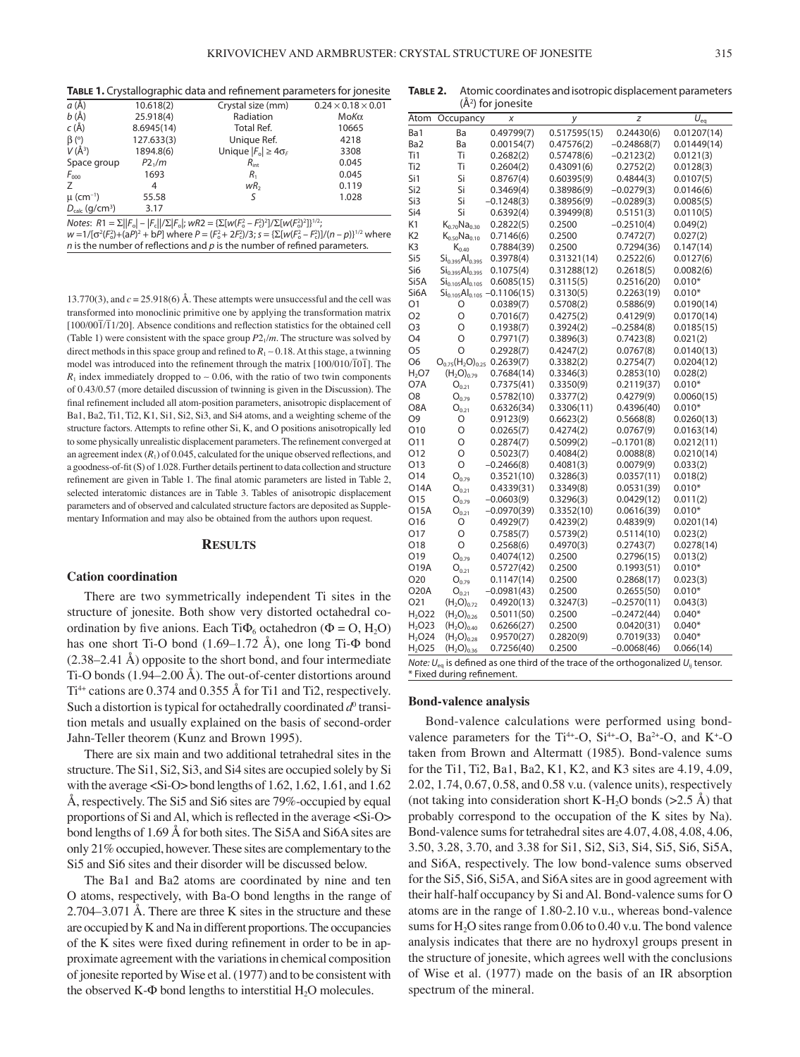**TABLE 1.** Crystallographic data and refinement parameters for jonesite

| | | | |
|---|---|---|---|
| $a$ (Å) | 10.618(2) | Crystal size (mm) | 0.24 × 0.18 × 0.01 |
| $b$ (Å) | 25.918(4) | Radiation | Mo$K\alpha$ |
| $c$ (Å) | 8.6945(14) | Total Ref. | 10665 |
| β (°) | 127.633(3) | Unique Ref. | 4218 |
| $V$ (Å³) | 1894.8(6) | Unique $\|F_o\| \geq 4\sigma_F$ | 3308 |
| Space group | $P2_1/m$ | $R_{int}$ | 0.045 |
| $F_{000}$ | 1693 | $R_1$ | 0.045 |
| $Z$ | 4 | $wR_2$ | 0.119 |
| μ (cm⁻¹) | 55.58 | $S$ | 1.028 |
| $D_{calc}$ (g/cm³) | 3.17 | | |

*Notes*: $R1 = \Sigma||F_o| - |F_c||/\Sigma|F_o|$; $wR2 = \{\Sigma[w(F_o^2 - F_c^2)^2]/\Sigma[w(F_o^2)^2]\}^{1/2}$; $w = 1/[\sigma^2(F_o^2)+(aP)^2 + bP]$ where $P = (F_o^2 + 2F_c^2)/3$; $s = \{\Sigma[w(F_o^2 - F_c^2)]/(n - p)\}^{1/2}$ where $n$ is the number of reflections and $p$ is the number of refined parameters.

13.770(3), and $c$ = 25.918(6) Å. These attempts were unsuccessful and the cell was transformed into monoclinic primitive one by applying the transformation matrix [100/00$\bar{1}$/$\bar{1}$1/20]. Absence conditions and reflection statistics for the obtained cell (Table 1) were consistent with the space group $P2_1/m$. The structure was solved by direct methods in this space group and refined to $R_1$ ~ 0.18. At this stage, a twinning model was introduced into the refinement through the matrix [100/010/$\bar{1}$0$\bar{1}$]. The $R_1$ index immediately dropped to ~ 0.06, with the ratio of two twin components of 0.43/0.57 (more detailed discussion of twinning is given in the Discussion). The final refinement included all atom-position parameters, anisotropic displacement of Ba1, Ba2, Ti1, Ti2, K1, Si1, Si2, Si3, and Si4 atoms, and a weighting scheme of the structure factors. Attempts to refine other Si, K, and O positions anisotropically led to some physically unrealistic displacement parameters. The refinement converged at an agreement index ($R_1$) of 0.045, calculated for the unique observed reflections, and a goodness-of-fit (S) of 1.028. Further details pertinent to data collection and structure refinement are given in Table 1. The final atomic parameters are listed in Table 2, selected interatomic distances are in Table 3. Tables of anisotropic displacement parameters and of observed and calculated structure factors are deposited as Supplementary Information and may also be obtained from the authors upon request.

## RESULTS

### Cation coordination

There are two symmetrically independent Ti sites in the structure of jonesite. Both show very distorted octahedral coordination by five anions. Each TiΦ$_6$ octahedron (Φ = O, $H_2O$) has one short Ti-O bond (1.69–1.72 Å), one long Ti-Φ bond (2.38–2.41 Å) opposite to the short bond, and four intermediate Ti-O bonds (1.94–2.00 Å). The out-of-center distortions around $Ti^{4+}$ cations are 0.374 and 0.355 Å for Ti1 and Ti2, respectively. Such a distortion is typical for octahedrally coordinated $d^0$ transition metals and usually explained on the basis of second-order Jahn-Teller theorem (Kunz and Brown 1995).

There are six main and two additional tetrahedral sites in the structure. The Si1, Si2, Si3, and Si4 sites are occupied solely by Si with the average <Si-O> bond lengths of 1.62, 1.62, 1.61, and 1.62 Å, respectively. The Si5 and Si6 sites are 79%-occupied by equal proportions of Si and Al, which is reflected in the average <Si-O> bond lengths of 1.69 Å for both sites. The Si5A and Si6A sites are only 21% occupied, however. These sites are complementary to the Si5 and Si6 sites and their disorder will be discussed below.

The Ba1 and Ba2 atoms are coordinated by nine and ten O atoms, respectively, with Ba-O bond lengths in the range of 2.704–3.071 Å. There are three K sites in the structure and these are occupied by K and Na in different proportions. The occupancies of the K sites were fixed during refinement in order to be in approximate agreement with the variations in chemical composition of jonesite reported by Wise et al. (1977) and to be consistent with the observed K-Φ bond lengths to interstitial $H_2O$ molecules.

**TABLE 2.** Atomic coordinates and isotropic displacement parameters (Å²) for jonesite

| Atom | Occupancy | $x$ | $y$ | $z$ | $U_{eq}$ |
|---|---|---|---|---|---|
| Ba1 | Ba | 0.49799(7) | 0.517595(15) | 0.24430(6) | 0.01207(14) |
| Ba2 | Ba | 0.00154(7) | 0.47576(2) | −0.24868(7) | 0.01449(14) |
| Ti1 | Ti | 0.2682(2) | 0.57478(6) | −0.2123(2) | 0.0121(3) |
| Ti2 | Ti | 0.2604(2) | 0.43091(6) | 0.2752(2) | 0.0128(3) |
| Si1 | Si | 0.8767(4) | 0.60395(9) | 0.4844(3) | 0.0107(5) |
| Si2 | Si | 0.3469(4) | 0.38986(9) | −0.0279(3) | 0.0146(6) |
| Si3 | Si | −0.1248(3) | 0.38956(9) | −0.0289(3) | 0.0085(5) |
| Si4 | Si | 0.6392(4) | 0.39499(8) | 0.5151(3) | 0.0110(5) |
| K1 | $K_{0.70}Na_{0.30}$ | 0.2822(5) | 0.2500 | −0.2510(4) | 0.049(2) |
| K2 | $K_{0.50}Na_{0.10}$ | 0.7146(6) | 0.2500 | 0.7472(7) | 0.027(2) |
| K3 | $K_{0.40}$ | 0.7884(39) | 0.2500 | 0.7294(36) | 0.147(14) |
| Si5 | $Si_{0.395}Al_{0.395}$ | 0.3978(4) | 0.31321(14) | 0.2522(6) | 0.0127(6) |
| Si6 | $Si_{0.395}Al_{0.395}$ | 0.1075(4) | 0.31288(12) | 0.2618(5) | 0.0082(6) |
| Si5A | $Si_{0.105}Al_{0.105}$ | 0.6085(15) | 0.3115(5) | 0.2516(20) | 0.010* |
| Si6A | $Si_{0.105}Al_{0.105}$ | −0.1106(15) | 0.3130(5) | 0.2263(19) | 0.010* |
| O1 | O | 0.0389(7) | 0.5708(2) | 0.5886(9) | 0.0190(14) |
| O2 | O | 0.7016(7) | 0.4275(2) | 0.4129(9) | 0.0170(14) |
| O3 | O | 0.1938(7) | 0.3924(2) | −0.2584(8) | 0.0185(15) |
| O4 | O | 0.7971(7) | 0.3896(3) | 0.7423(8) | 0.021(2) |
| O5 | O | 0.2928(7) | 0.4247(2) | 0.0767(8) | 0.0140(13) |
| O6 | $O_{0.75}(H_2O)_{0.25}$ | 0.2639(7) | 0.3382(2) | 0.2754(7) | 0.0204(12) |
| $H_2O7$ | $(H_2O)_{0.79}$ | 0.7684(14) | 0.3346(3) | 0.2853(10) | 0.028(2) |
| O7A | $O_{0.21}$ | 0.7375(41) | 0.3350(9) | 0.2119(37) | 0.010* |
| O8 | $O_{0.79}$ | 0.5782(10) | 0.3377(2) | 0.4279(9) | 0.0060(15) |
| O8A | $O_{0.21}$ | 0.6326(34) | 0.3306(11) | 0.4396(40) | 0.010* |
| O9 | O | 0.9123(9) | 0.6623(2) | 0.5668(8) | 0.0260(13) |
| O10 | O | 0.0265(7) | 0.4274(2) | 0.0767(8) | 0.0163(14) |
| O11 | O | 0.2874(7) | 0.5099(2) | −0.1701(8) | 0.0212(11) |
| O12 | O | 0.5023(7) | 0.4084(2) | 0.0088(8) | 0.0210(14) |
| O13 | O | −0.2466(8) | 0.4081(3) | 0.0079(9) | 0.033(2) |
| O14 | $O_{0.79}$ | 0.3521(10) | 0.3286(3) | 0.0357(11) | 0.018(2) |
| O14A | $O_{0.21}$ | 0.4339(31) | 0.3349(8) | 0.0531(39) | 0.010* |
| O15 | $O_{0.79}$ | −0.0603(9) | 0.3296(3) | 0.0429(12) | 0.011(2) |
| O15A | $O_{0.21}$ | −0.0970(39) | 0.3352(10) | 0.0616(39) | 0.010* |
| O16 | O | 0.4929(7) | 0.4239(2) | 0.4839(9) | 0.0201(14) |
| O17 | O | 0.7585(7) | 0.5739(2) | 0.5114(10) | 0.023(2) |
| O18 | O | 0.2568(6) | 0.4970(3) | 0.2743(7) | 0.0278(14) |
| O19 | $O_{0.79}$ | 0.4074(12) | 0.2500 | 0.2796(15) | 0.013(2) |
| O19A | $O_{0.21}$ | 0.5727(42) | 0.2500 | 0.1993(51) | 0.010* |
| O20 | $O_{0.79}$ | 0.1147(14) | 0.2500 | 0.2868(17) | 0.023(3) |
| O20A | $O_{0.21}$ | −0.0981(43) | 0.2500 | 0.2655(50) | 0.010* |
| O21 | $(H_2O)_{0.72}$ | 0.4920(13) | 0.3247(3) | −0.2570(11) | 0.043(3) |
| $H_2O22$ | $(H_2O)_{0.26}$ | 0.5011(50) | 0.2500 | −0.2472(44) | 0.040* |
| $H_2O23$ | $(H_2O)_{0.40}$ | 0.6266(27) | 0.2500 | 0.0420(31) | 0.040* |
| $H_2O24$ | $(H_2O)_{0.28}$ | 0.9570(27) | 0.2820(9) | 0.7019(33) | 0.040* |
| $H_2O25$ | $(H_2O)_{0.36}$ | 0.7256(40) | 0.2500 | −0.0068(46) | 0.066(14) |

*Note:* $U_{eq}$ is defined as one third of the trace of the orthogonalized $U_{ij}$ tensor.
\* Fixed during refinement.

### Bond-valence analysis

Bond-valence calculations were performed using bond-valence parameters for the $Ti^{4+}$-O, $Si^{4+}$-O, $Ba^{2+}$-O, and $K^+$-O taken from Brown and Altermatt (1985). Bond-valence sums for the Ti1, Ti2, Ba1, Ba2, K1, K2, and K3 sites are 4.19, 4.09, 2.02, 1.74, 0.67, 0.58, and 0.58 v.u. (valence units), respectively (not taking into consideration short K-$H_2O$ bonds (>2.5 Å) that probably correspond to the occupation of the K sites by Na). Bond-valence sums for tetrahedral sites are 4.07, 4.08, 4.06, 3.50, 3.28, 3.70, and 3.38 for Si1, Si2, Si3, Si4, Si5, Si6, Si5A, and Si6A, respectively. The low bond-valence sums observed for the Si5, Si6, Si5A, and Si6A sites are in good agreement with their half-half occupancy by Si and Al. Bond-valence sums for O atoms are in the range of 1.80-2.10 v.u., whereas bond-valence sums for $H_2O$ sites range from 0.06 to 0.40 v.u. The bond valence analysis indicates that there are no hydroxyl groups present in the structure of jonesite, which agrees well with the conclusions of Wise et al. (1977) made on the basis of an IR absorption spectrum of the mineral.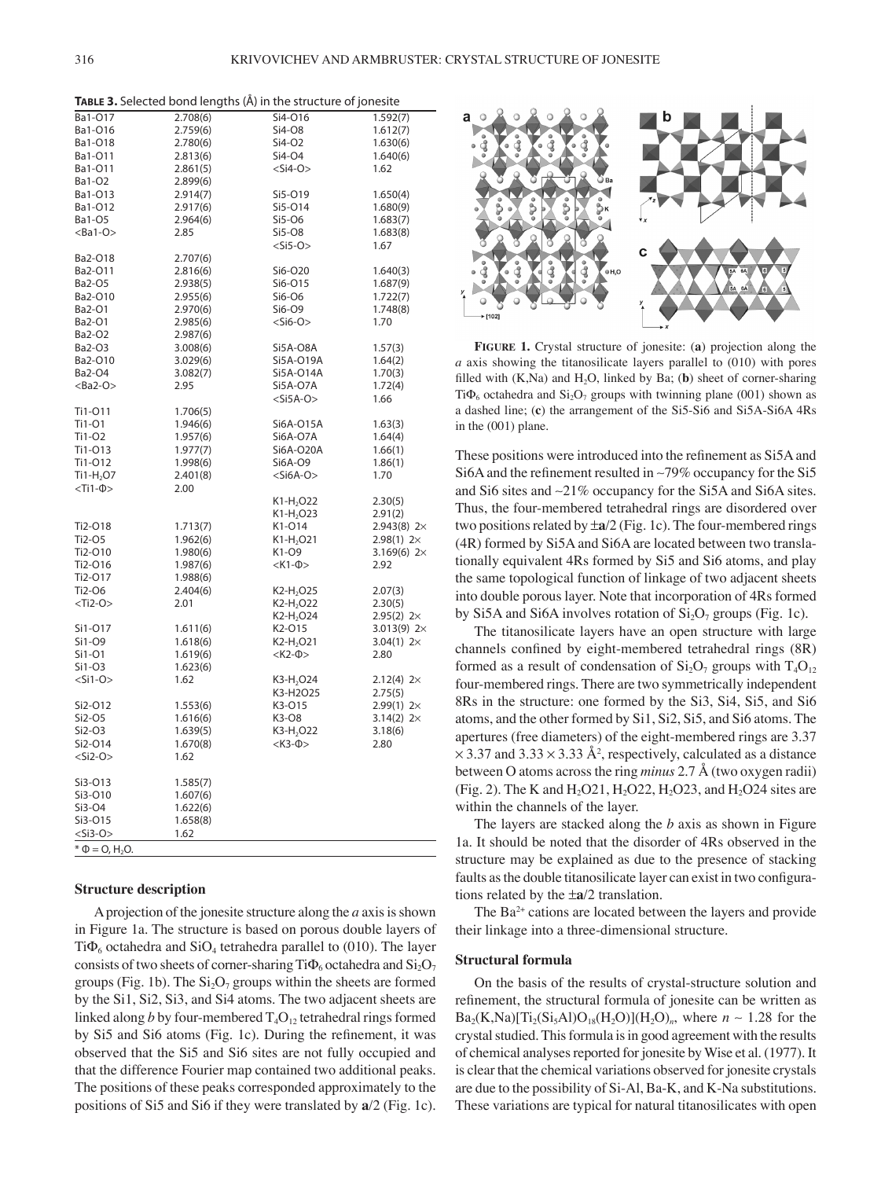**TABLE 3.** Selected bond lengths (Å) in the structure of jonesite

| | | | |
|---|---|---|---|
| Ba1-O17 | 2.708(6) | Si4-O16 | 1.592(7) |
| Ba1-O16 | 2.759(6) | Si4-O8 | 1.612(7) |
| Ba1-O18 | 2.780(6) | Si4-O2 | 1.630(6) |
| Ba1-O11 | 2.813(6) | Si4-O4 | 1.640(6) |
| Ba1-O11 | 2.861(5) | <Si4-O> | 1.62 |
| Ba1-O2 | 2.899(6) | | |
| Ba1-O13 | 2.914(7) | Si5-O19 | 1.650(4) |
| Ba1-O12 | 2.917(6) | Si5-O14 | 1.680(9) |
| Ba1-O5 | 2.964(6) | Si5-O6 | 1.683(7) |
| <Ba1-O> | 2.85 | Si5-O8 | 1.683(8) |
| | | <Si5-O> | 1.67 |
| Ba2-O18 | 2.707(6) | | |
| Ba2-O11 | 2.816(6) | Si6-O20 | 1.640(3) |
| Ba2-O5 | 2.938(5) | Si6-O15 | 1.687(9) |
| Ba2-O10 | 2.955(6) | Si6-O6 | 1.722(7) |
| Ba2-O1 | 2.970(6) | Si6-O9 | 1.748(8) |
| Ba2-O1 | 2.985(6) | <Si6-O> | 1.70 |
| Ba2-O2 | 2.987(6) | | |
| Ba2-O3 | 3.008(6) | Si5A-O8A | 1.57(3) |
| Ba2-O10 | 3.029(6) | Si5A-O19A | 1.64(2) |
| Ba2-O4 | 3.082(7) | Si5A-O14A | 1.70(3) |
| <Ba2-O> | 2.95 | Si5A-O7A | 1.72(4) |
| | | <Si5A-O> | 1.66 |
| Ti1-O11 | 1.706(5) | | |
| Ti1-O1 | 1.946(6) | Si6A-O15A | 1.63(3) |
| Ti1-O2 | 1.957(6) | Si6A-O7A | 1.64(4) |
| Ti1-O13 | 1.977(7) | Si6A-O20A | 1.66(1) |
| Ti1-O12 | 1.998(6) | Si6A-O9 | 1.86(1) |
| Ti1-$H_2O$7 | 2.401(8) | <Si6A-O> | 1.70 |
| <Ti1-Φ> | 2.00 | | |
| | | K1-$H_2O$22 | 2.30(5) |
| | | K1-$H_2O$23 | 2.91(2) |
| Ti2-O18 | 1.713(7) | K1-O14 | 2.943(8) 2× |
| Ti2-O5 | 1.962(6) | K1-$H_2O$21 | 2.98(1) 2× |
| Ti2-O10 | 1.980(6) | K1-O9 | 3.169(6) 2× |
| Ti2-O16 | 1.987(6) | <K1-Φ> | 2.92 |
| Ti2-O17 | 1.988(6) | | |
| Ti2-O6 | 2.404(6) | K2-$H_2O$25 | 2.07(3) |
| <Ti2-O> | 2.01 | K2-$H_2O$22 | 2.30(5) |
| | | K2-$H_2O$24 | 2.95(2) 2× |
| Si1-O17 | 1.611(6) | K2-O15 | 3.013(9) 2× |
| Si1-O9 | 1.618(6) | K2-$H_2O$21 | 3.04(1) 2× |
| Si1-O1 | 1.619(6) | <K2-Φ> | 2.80 |
| Si1-O3 | 1.623(6) | | |
| <Si1-O> | 1.62 | K3-$H_2O$24 | 2.12(4) 2× |
| | | K3-H2O25 | 2.75(5) |
| Si2-O12 | 1.553(6) | K3-O15 | 2.99(1) 2× |
| Si2-O5 | 1.616(6) | K3-O8 | 3.14(2) 2× |
| Si2-O3 | 1.639(5) | K3-$H_2O$22 | 3.18(6) |
| Si2-O14 | 1.670(8) | <K3-Φ> | 2.80 |
| <Si2-O> | 1.62 | | |
| | | | |
| Si3-O13 | 1.585(7) | | |
| Si3-O10 | 1.607(6) | | |
| Si3-O4 | 1.622(6) | | |
| Si3-O15 | 1.658(8) | | |
| <Si3-O> | 1.62 | | |

\* Φ = O, $H_2O$.

### Structure description

A projection of the jonesite structure along the *a* axis is shown in Figure 1a. The structure is based on porous double layers of $TiΦ_6$ octahedra and $SiO_4$ tetrahedra parallel to (010). The layer consists of two sheets of corner-sharing $TiΦ_6$ octahedra and $Si_2O_7$ groups (Fig. 1b). The $Si_2O_7$ groups within the sheets are formed by the Si1, Si2, Si3, and Si4 atoms. The two adjacent sheets are linked along *b* by four-membered $T_4O_{12}$ tetrahedral rings formed by Si5 and Si6 atoms (Fig. 1c). During the refinement, it was observed that the Si5 and Si6 sites are not fully occupied and that the difference Fourier map contained two additional peaks. The positions of these peaks corresponded approximately to the positions of Si5 and Si6 if they were translated by **a**/2 (Fig. 1c).

**FIGURE 1.** Crystal structure of jonesite: (**a**) projection along the *a* axis showing the titanosilicate layers parallel to (010) with pores filled with (K,Na) and $H_2O$, linked by Ba; (**b**) sheet of corner-sharing $TiΦ_6$ octahedra and $Si_2O_7$ groups with twinning plane (001) shown as a dashed line; (**c**) the arrangement of the Si5-Si6 and Si5A-Si6A 4Rs in the (001) plane.

These positions were introduced into the refinement as Si5A and Si6A and the refinement resulted in ~79% occupancy for the Si5 and Si6 sites and ~21% occupancy for the Si5A and Si6A sites. Thus, the four-membered tetrahedral rings are disordered over two positions related by ±**a**/2 (Fig. 1c). The four-membered rings (4R) formed by Si5A and Si6A are located between two translationally equivalent 4Rs formed by Si5 and Si6 atoms, and play the same topological function of linkage of two adjacent sheets into double porous layer. Note that incorporation of 4Rs formed by Si5A and Si6A involves rotation of $Si_2O_7$ groups (Fig. 1c).

The titanosilicate layers have an open structure with large channels confined by eight-membered tetrahedral rings (8R) formed as a result of condensation of $Si_2O_7$ groups with $T_4O_{12}$ four-membered rings. There are two symmetrically independent 8Rs in the structure: one formed by the Si3, Si4, Si5, and Si6 atoms, and the other formed by Si1, Si2, Si5, and Si6 atoms. The apertures (free diameters) of the eight-membered rings are 3.37 × 3.37 and 3.33 × 3.33 Å$^2$, respectively, calculated as a distance between O atoms across the ring *minus* 2.7 Å (two oxygen radii) (Fig. 2). The K and $H_2O$21, $H_2O$22, $H_2O$23, and $H_2O$24 sites are within the channels of the layer.

The layers are stacked along the *b* axis as shown in Figure 1a. It should be noted that the disorder of 4Rs observed in the structure may be explained as due to the presence of stacking faults as the double titanosilicate layer can exist in two configurations related by the ±**a**/2 translation.

The $Ba^{2+}$ cations are located between the layers and provide their linkage into a three-dimensional structure.

### Structural formula

On the basis of the results of crystal-structure solution and refinement, the structural formula of jonesite can be written as $Ba_2(K,Na)[Ti_2(Si_5Al)O_{18}(H_2O)](H_2O)_n$, where $n$ ~ 1.28 for the crystal studied. This formula is in good agreement with the results of chemical analyses reported for jonesite by Wise et al. (1977). It is clear that the chemical variations observed for jonesite crystals are due to the possibility of Si-Al, Ba-K, and K-Na substitutions. These variations are typical for natural titanosilicates with open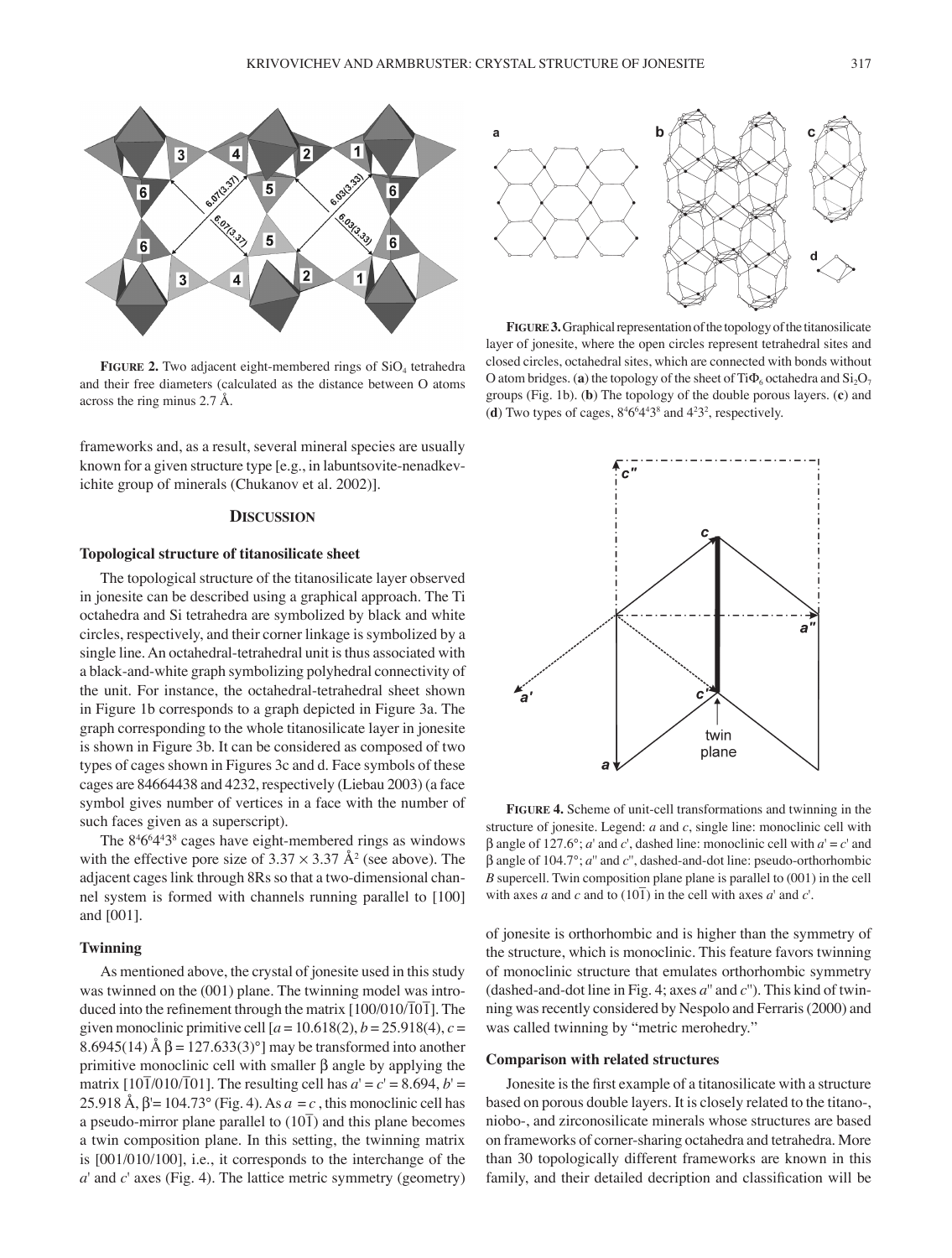**FIGURE 2.** Two adjacent eight-membered rings of $SiO_4$ tetrahedra and their free diameters (calculated as the distance between O atoms across the ring minus 2.7 Å.

**FIGURE 3.** Graphical representation of the topology of the titanosilicate layer of jonesite, where the open circles represent tetrahedral sites and closed circles, octahedral sites, which are connected with bonds without O atom bridges. (**a**) the topology of the sheet of $Ti\Phi_6$ octahedra and $Si_2O_7$ groups (Fig. 1b). (**b**) The topology of the double porous layers. (**c**) and (**d**) Two types of cages, $8^46^64^43^8$ and $4^23^2$, respectively.

frameworks and, as a result, several mineral species are usually known for a given structure type [e.g., in labuntsovite-nenadkevichite group of minerals (Chukanov et al. 2002)].

## DISCUSSION

### Topological structure of titanosilicate sheet

The topological structure of the titanosilicate layer observed in jonesite can be described using a graphical approach. The Ti octahedra and Si tetrahedra are symbolized by black and white circles, respectively, and their corner linkage is symbolized by a single line. An octahedral-tetrahedral unit is thus associated with a black-and-white graph symbolizing polyhedral connectivity of the unit. For instance, the octahedral-tetrahedral sheet shown in Figure 1b corresponds to a graph depicted in Figure 3a. The graph corresponding to the whole titanosilicate layer in jonesite is shown in Figure 3b. It can be considered as composed of two types of cages shown in Figures 3c and d. Face symbols of these cages are 84664438 and 4232, respectively (Liebau 2003) (a face symbol gives number of vertices in a face with the number of such faces given as a superscript).

The $8^46^64^43^8$ cages have eight-membered rings as windows with the effective pore size of $3.37 \times 3.37$ Å$^2$ (see above). The adjacent cages link through 8Rs so that a two-dimensional channel system is formed with channels running parallel to [100] and [001].

### Twinning

As mentioned above, the crystal of jonesite used in this study was twinned on the (001) plane. The twinning model was introduced into the refinement through the matrix [100/010/$\bar{1}$0$\bar{1}$]. The given monoclinic primitive cell [$a$ = 10.618(2), $b$ = 25.918(4), $c$ = 8.6945(14) Å β = 127.633(3)°] may be transformed into another primitive monoclinic cell with smaller β angle by applying the matrix [10$\bar{1}$/010/$\bar{1}$01]. The resulting cell has $a'$ = $c'$ = 8.694, $b'$ = 25.918 Å, β'= 104.73° (Fig. 4). As $a = c$ , this monoclinic cell has a pseudo-mirror plane parallel to (10$\bar{1}$) and this plane becomes a twin composition plane. In this setting, the twinning matrix is [001/010/100], i.e., it corresponds to the interchange of the $a'$ and $c'$ axes (Fig. 4). The lattice metric symmetry (geometry) of jonesite is orthorhombic and is higher than the symmetry of the structure, which is monoclinic. This feature favors twinning of monoclinic structure that emulates orthorhombic symmetry (dashed-and-dot line in Fig. 4; axes $a''$ and $c''$). This kind of twinning was recently considered by Nespolo and Ferraris (2000) and was called twinning by "metric merohedry."

**FIGURE 4.** Scheme of unit-cell transformations and twinning in the structure of jonesite. Legend: $a$ and $c$, single line: monoclinic cell with β angle of 127.6°; $a'$ and $c'$, dashed line: monoclinic cell with $a'$ = $c'$ and β angle of 104.7°; $a''$ and $c''$, dashed-and-dot line: pseudo-orthorhombic $B$ supercell. Twin composition plane plane is parallel to (001) in the cell with axes $a$ and $c$ and to (10$\bar{1}$) in the cell with axes $a'$ and $c'$.

### Comparison with related structures

Jonesite is the first example of a titanosilicate with a structure based on porous double layers. It is closely related to the titano-, niobo-, and zirconosilicate minerals whose structures are based on frameworks of corner-sharing octahedra and tetrahedra. More than 30 topologically different frameworks are known in this family, and their detailed decription and classification will be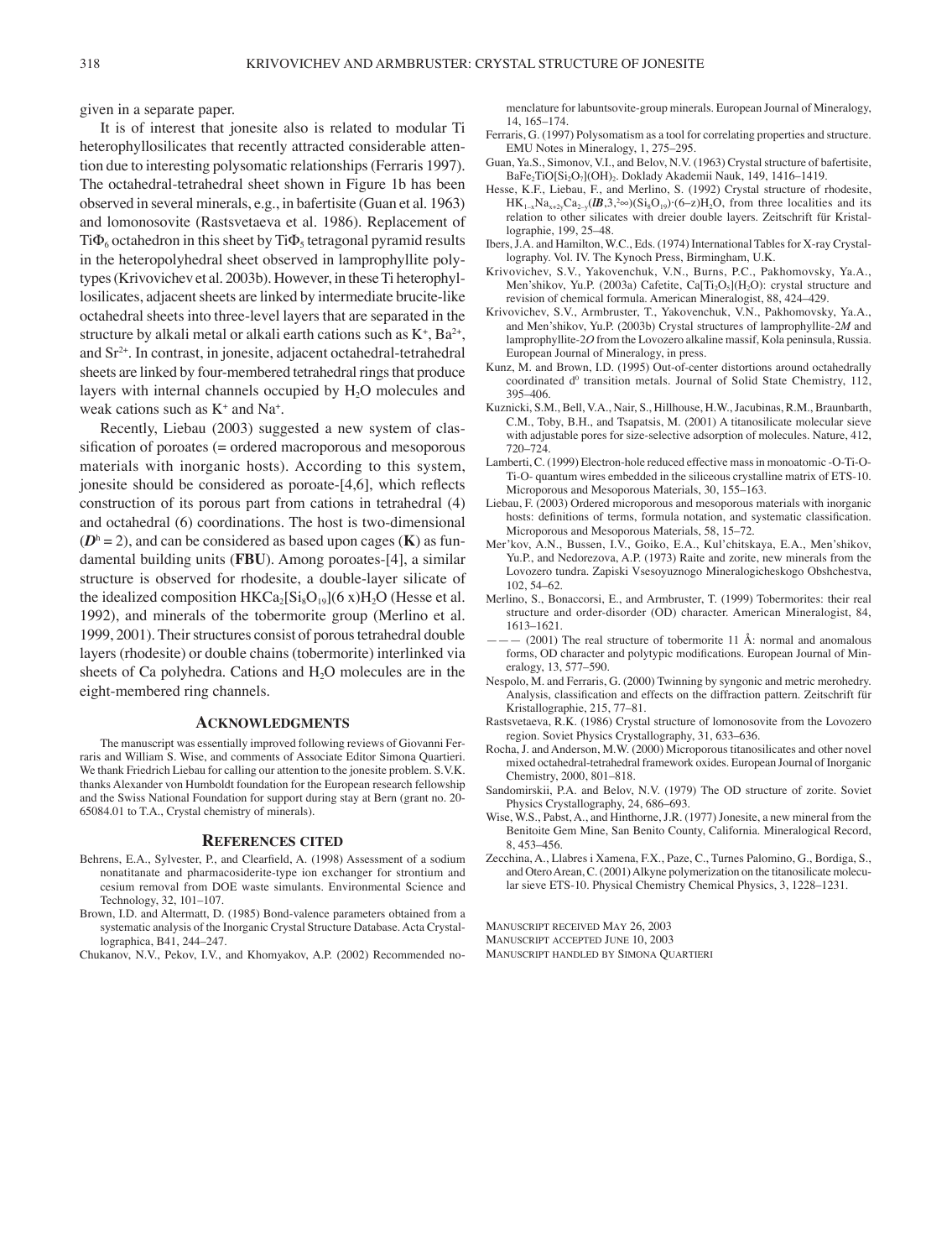given in a separate paper.

It is of interest that jonesite also is related to modular Ti heterophyllosilicates that recently attracted considerable attention due to interesting polysomatic relationships (Ferraris 1997). The octahedral-tetrahedral sheet shown in Figure 1b has been observed in several minerals, e.g., in bafertisite (Guan et al. 1963) and lomonosovite (Rastsvetaeva et al. 1986). Replacement of $TiΦ_6$ octahedron in this sheet by $TiΦ_5$ tetragonal pyramid results in the heteropolyhedral sheet observed in lamprophyllite polytypes (Krivovichev et al. 2003b). However, in these Ti heterophyllosilicates, adjacent sheets are linked by intermediate brucite-like octahedral sheets into three-level layers that are separated in the structure by alkali metal or alkali earth cations such as $K^+$, $Ba^{2+}$, and $Sr^{2+}$. In contrast, in jonesite, adjacent octahedral-tetrahedral sheets are linked by four-membered tetrahedral rings that produce layers with internal channels occupied by $H_2O$ molecules and weak cations such as $K^+$ and $Na^+$.

Recently, Liebau (2003) suggested a new system of classification of poroates (= ordered macroporous and mesoporous materials with inorganic hosts). According to this system, jonesite should be considered as poroate-[4,6], which reflects construction of its porous part from cations in tetrahedral (4) and octahedral (6) coordinations. The host is two-dimensional ($\boldsymbol{D}^h = 2$), and can be considered as based upon cages (**K**) as fundamental building units (**FBU**). Among poroates-[4], a similar structure is observed for rhodesite, a double-layer silicate of the idealized composition $HKCa_2[Si_8O_{19}](6\ x)H_2O$ (Hesse et al. 1992), and minerals of the tobermorite group (Merlino et al. 1999, 2001). Their structures consist of porous tetrahedral double layers (rhodesite) or double chains (tobermorite) interlinked via sheets of Ca polyhedra. Cations and $H_2O$ molecules are in the eight-membered ring channels.

## Acknowledgments

The manuscript was essentially improved following reviews of Giovanni Ferraris and William S. Wise, and comments of Associate Editor Simona Quartieri. We thank Friedrich Liebau for calling our attention to the jonesite problem. S.V.K. thanks Alexander von Humboldt foundation for the European research fellowship and the Swiss National Foundation for support during stay at Bern (grant no. 20-65084.01 to T.A., Crystal chemistry of minerals).

## References cited

Behrens, E.A., Sylvester, P., and Clearfield, A. (1998) Assessment of a sodium nonatitanate and pharmacosiderite-type ion exchanger for strontium and cesium removal from DOE waste simulants. Environmental Science and Technology, 32, 101–107.

Brown, I.D. and Altermatt, D. (1985) Bond-valence parameters obtained from a systematic analysis of the Inorganic Crystal Structure Database. Acta Crystallographica, B41, 244–247.

Chukanov, N.V., Pekov, I.V., and Khomyakov, A.P. (2002) Recommended nomenclature for labuntsovite-group minerals. European Journal of Mineralogy, 14, 165–174.

Ferraris, G. (1997) Polysomatism as a tool for correlating properties and structure. EMU Notes in Mineralogy, 1, 275–295.

Guan, Ya.S., Simonov, V.I., and Belov, N.V. (1963) Crystal structure of bafertisite, $BaFe_2TiO[Si_2O_7](OH)_2$. Doklady Akademii Nauk, 149, 1416–1419.

Hesse, K.F., Liebau, F., and Merlino, S. (1992) Crystal structure of rhodesite, $HK_{1-x}Na_{x+2y}Ca_{2-y}(\mathit{lB},3,^2\infty)(Si_8O_{19})\cdot(6–z)H_2O$, from three localities and its relation to other silicates with dreier double layers. Zeitschrift für Kristallographie, 199, 25–48.

Ibers, J.A. and Hamilton, W.C., Eds. (1974) International Tables for X-ray Crystallography. Vol. IV. The Kynoch Press, Birmingham, U.K.

Krivovichev, S.V., Yakovenchuk, V.N., Burns, P.C., Pakhomovsky, Ya.A., Men'shikov, Yu.P. (2003a) Cafetite, $Ca[Ti_2O_5](H_2O)$: crystal structure and revision of chemical formula. American Mineralogist, 88, 424–429.

Krivovichev, S.V., Armbruster, T., Yakovenchuk, V.N., Pakhomovsky, Ya.A., and Men'shikov, Yu.P. (2003b) Crystal structures of lamprophyllite-2*M* and lamprophyllite-2*O* from the Lovozero alkaline massif, Kola peninsula, Russia. European Journal of Mineralogy, in press.

Kunz, M. and Brown, I.D. (1995) Out-of-center distortions around octahedrally coordinated $d^0$ transition metals. Journal of Solid State Chemistry, 112, 395–406.

Kuznicki, S.M., Bell, V.A., Nair, S., Hillhouse, H.W., Jacubinas, R.M., Braunbarth, C.M., Toby, B.H., and Tsapatsis, M. (2001) A titanosilicate molecular sieve with adjustable pores for size-selective adsorption of molecules. Nature, 412, 720–724.

Lamberti, C. (1999) Electron-hole reduced effective mass in monoatomic -O-Ti-O-Ti-O- quantum wires embedded in the siliceous crystalline matrix of ETS-10. Microporous and Mesoporous Materials, 30, 155–163.

Liebau, F. (2003) Ordered microporous and mesoporous materials with inorganic hosts: definitions of terms, formula notation, and systematic classification. Microporous and Mesoporous Materials, 58, 15–72.

Mer'kov, A.N., Bussen, I.V., Goiko, E.A., Kul'chitskaya, E.A., Men'shikov, Yu.P., and Nedorezova, A.P. (1973) Raite and zorite, new minerals from the Lovozero tundra. Zapiski Vsesoyuznogo Mineralogicheskogo Obshchestva, 102, 54–62.

Merlino, S., Bonaccorsi, E., and Armbruster, T. (1999) Tobermorites: their real structure and order-disorder (OD) character. American Mineralogist, 84, 1613–1621.

——— (2001) The real structure of tobermorite 11 Å: normal and anomalous forms, OD character and polytypic modifications. European Journal of Mineralogy, 13, 577–590.

Nespolo, M. and Ferraris, G. (2000) Twinning by syngonic and metric merohedry. Analysis, classification and effects on the diffraction pattern. Zeitschrift für Kristallographie, 215, 77–81.

Rastsvetaeva, R.K. (1986) Crystal structure of lomonosovite from the Lovozero region. Soviet Physics Crystallography, 31, 633–636.

Rocha, J. and Anderson, M.W. (2000) Microporous titanosilicates and other novel mixed octahedral-tetrahedral framework oxides. European Journal of Inorganic Chemistry, 2000, 801–818.

Sandomirskii, P.A. and Belov, N.V. (1979) The OD structure of zorite. Soviet Physics Crystallography, 24, 686–693.

Wise, W.S., Pabst, A., and Hinthorne, J.R. (1977) Jonesite, a new mineral from the Benitoite Gem Mine, San Benito County, California. Mineralogical Record, 8, 453–456.

Zecchina, A., Llabres i Xamena, F.X., Paze, C., Turnes Palomino, G., Bordiga, S., and Otero Arean, C. (2001) Alkyne polymerization on the titanosilicate molecular sieve ETS-10. Physical Chemistry Chemical Physics, 3, 1228–1231.

Manuscript received May 26, 2003
Manuscript accepted June 10, 2003
Manuscript handled by Simona Quartieri